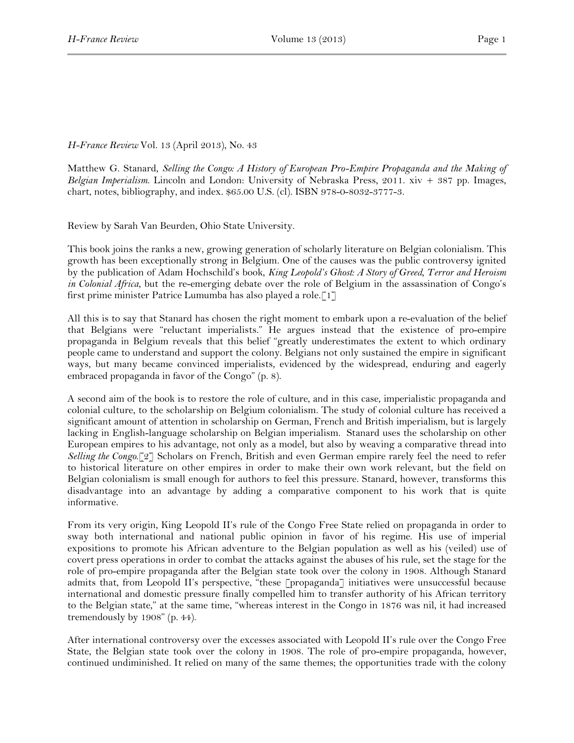*H-France Review* Vol. 13 (April 2013), No. 43

Matthew G. Stanard, *Selling the Congo: A History of European Pro-Empire Propaganda and the Making of Belgian Imperialism*. Lincoln and London: University of Nebraska Press, 2011. xiv + 387 pp. Images, chart, notes, bibliography, and index. $65.00 U.S. (cl). ISBN 978-0-8032-3777-3.

Review by Sarah Van Beurden, Ohio State University.

This book joins the ranks a new, growing generation of scholarly literature on Belgian colonialism. This growth has been exceptionally strong in Belgium. One of the causes was the public controversy ignited by the publication of Adam Hochschild's book, *King Leopold's Ghost: A Story of Greed, Terror and Heroism in Colonial Africa*, but the re-emerging debate over the role of Belgium in the assassination of Congo's first prime minister Patrice Lumumba has also played a role.[1]

All this is to say that Stanard has chosen the right moment to embark upon a re-evaluation of the belief that Belgians were "reluctant imperialists." He argues instead that the existence of pro-empire propaganda in Belgium reveals that this belief "greatly underestimates the extent to which ordinary people came to understand and support the colony. Belgians not only sustained the empire in significant ways, but many became convinced imperialists, evidenced by the widespread, enduring and eagerly embraced propaganda in favor of the Congo" (p. 8).

A second aim of the book is to restore the role of culture, and in this case, imperialistic propaganda and colonial culture, to the scholarship on Belgium colonialism. The study of colonial culture has received a significant amount of attention in scholarship on German, French and British imperialism, but is largely lacking in English-language scholarship on Belgian imperialism. Stanard uses the scholarship on other European empires to his advantage, not only as a model, but also by weaving a comparative thread into *Selling the Congo*.[2] Scholars on French, British and even German empire rarely feel the need to refer to historical literature on other empires in order to make their own work relevant, but the field on Belgian colonialism is small enough for authors to feel this pressure. Stanard, however, transforms this disadvantage into an advantage by adding a comparative component to his work that is quite informative.

From its very origin, King Leopold II's rule of the Congo Free State relied on propaganda in order to sway both international and national public opinion in favor of his regime. His use of imperial expositions to promote his African adventure to the Belgian population as well as his (veiled) use of covert press operations in order to combat the attacks against the abuses of his rule, set the stage for the role of pro-empire propaganda after the Belgian state took over the colony in 1908. Although Stanard admits that, from Leopold II's perspective, "these [propaganda] initiatives were unsuccessful because international and domestic pressure finally compelled him to transfer authority of his African territory to the Belgian state," at the same time, "whereas interest in the Congo in 1876 was nil, it had increased tremendously by 1908" (p. 44).

After international controversy over the excesses associated with Leopold II's rule over the Congo Free State, the Belgian state took over the colony in 1908. The role of pro-empire propaganda, however, continued undiminished. It relied on many of the same themes; the opportunities trade with the colony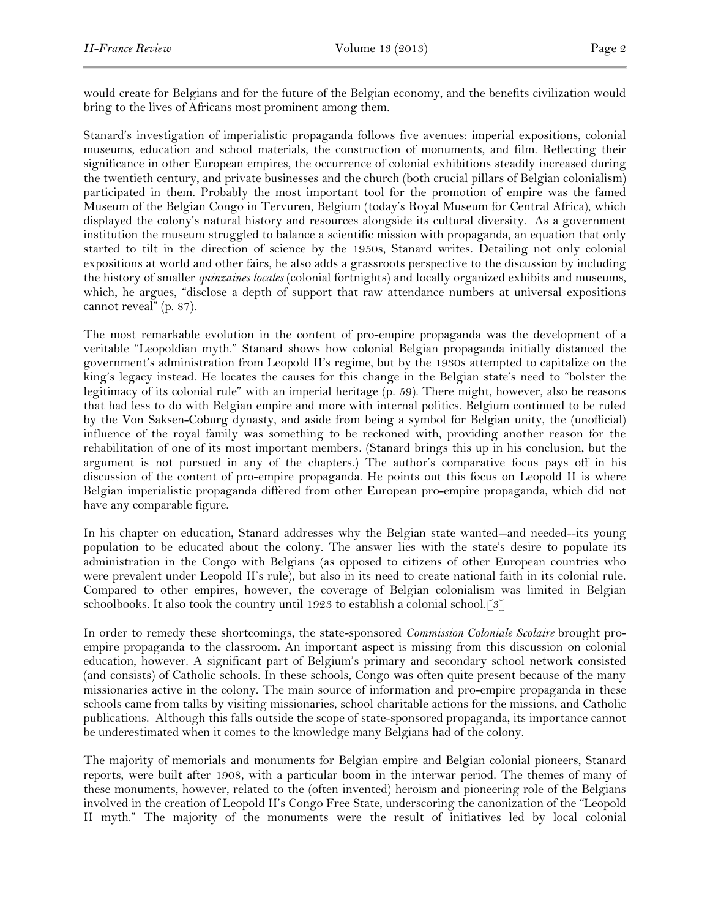would create for Belgians and for the future of the Belgian economy, and the benefits civilization would bring to the lives of Africans most prominent among them.

Stanard's investigation of imperialistic propaganda follows five avenues: imperial expositions, colonial museums, education and school materials, the construction of monuments, and film. Reflecting their significance in other European empires, the occurrence of colonial exhibitions steadily increased during the twentieth century, and private businesses and the church (both crucial pillars of Belgian colonialism) participated in them. Probably the most important tool for the promotion of empire was the famed Museum of the Belgian Congo in Tervuren, Belgium (today's Royal Museum for Central Africa), which displayed the colony's natural history and resources alongside its cultural diversity. As a government institution the museum struggled to balance a scientific mission with propaganda, an equation that only started to tilt in the direction of science by the 1950s, Stanard writes. Detailing not only colonial expositions at world and other fairs, he also adds a grassroots perspective to the discussion by including the history of smaller *quinzaines locales* (colonial fortnights) and locally organized exhibits and museums, which, he argues, "disclose a depth of support that raw attendance numbers at universal expositions cannot reveal" (p. 87).

The most remarkable evolution in the content of pro-empire propaganda was the development of a veritable "Leopoldian myth." Stanard shows how colonial Belgian propaganda initially distanced the government's administration from Leopold II's regime, but by the 1930s attempted to capitalize on the king's legacy instead. He locates the causes for this change in the Belgian state's need to "bolster the legitimacy of its colonial rule" with an imperial heritage (p. 59). There might, however, also be reasons that had less to do with Belgian empire and more with internal politics. Belgium continued to be ruled by the Von Saksen-Coburg dynasty, and aside from being a symbol for Belgian unity, the (unofficial) influence of the royal family was something to be reckoned with, providing another reason for the rehabilitation of one of its most important members. (Stanard brings this up in his conclusion, but the argument is not pursued in any of the chapters.) The author's comparative focus pays off in his discussion of the content of pro-empire propaganda. He points out this focus on Leopold II is where Belgian imperialistic propaganda differed from other European pro-empire propaganda, which did not have any comparable figure.

In his chapter on education, Stanard addresses why the Belgian state wanted--and needed--its young population to be educated about the colony. The answer lies with the state's desire to populate its administration in the Congo with Belgians (as opposed to citizens of other European countries who were prevalent under Leopold II's rule), but also in its need to create national faith in its colonial rule. Compared to other empires, however, the coverage of Belgian colonialism was limited in Belgian schoolbooks. It also took the country until 1923 to establish a colonial school.[3]

In order to remedy these shortcomings, the state-sponsored *Commission Coloniale Scolaire* brought pro-empire propaganda to the classroom. An important aspect is missing from this discussion on colonial education, however. A significant part of Belgium's primary and secondary school network consisted (and consists) of Catholic schools. In these schools, Congo was often quite present because of the many missionaries active in the colony. The main source of information and pro-empire propaganda in these schools came from talks by visiting missionaries, school charitable actions for the missions, and Catholic publications. Although this falls outside the scope of state-sponsored propaganda, its importance cannot be underestimated when it comes to the knowledge many Belgians had of the colony.

The majority of memorials and monuments for Belgian empire and Belgian colonial pioneers, Stanard reports, were built after 1908, with a particular boom in the interwar period. The themes of many of these monuments, however, related to the (often invented) heroism and pioneering role of the Belgians involved in the creation of Leopold II's Congo Free State, underscoring the canonization of the "Leopold II myth." The majority of the monuments were the result of initiatives led by local colonial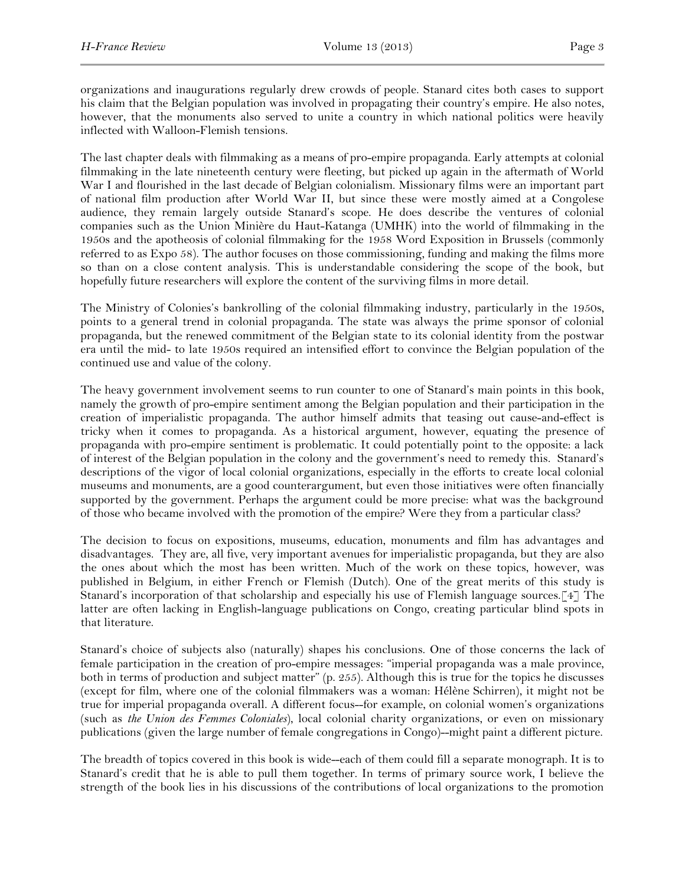organizations and inaugurations regularly drew crowds of people. Stanard cites both cases to support his claim that the Belgian population was involved in propagating their country's empire. He also notes, however, that the monuments also served to unite a country in which national politics were heavily inflected with Walloon-Flemish tensions.

The last chapter deals with filmmaking as a means of pro-empire propaganda. Early attempts at colonial filmmaking in the late nineteenth century were fleeting, but picked up again in the aftermath of World War I and flourished in the last decade of Belgian colonialism. Missionary films were an important part of national film production after World War II, but since these were mostly aimed at a Congolese audience, they remain largely outside Stanard's scope. He does describe the ventures of colonial companies such as the Union Minière du Haut-Katanga (UMHK) into the world of filmmaking in the 1950s and the apotheosis of colonial filmmaking for the 1958 Word Exposition in Brussels (commonly referred to as Expo 58). The author focuses on those commissioning, funding and making the films more so than on a close content analysis. This is understandable considering the scope of the book, but hopefully future researchers will explore the content of the surviving films in more detail.

The Ministry of Colonies's bankrolling of the colonial filmmaking industry, particularly in the 1950s, points to a general trend in colonial propaganda. The state was always the prime sponsor of colonial propaganda, but the renewed commitment of the Belgian state to its colonial identity from the postwar era until the mid- to late 1950s required an intensified effort to convince the Belgian population of the continued use and value of the colony.

The heavy government involvement seems to run counter to one of Stanard's main points in this book, namely the growth of pro-empire sentiment among the Belgian population and their participation in the creation of imperialistic propaganda. The author himself admits that teasing out cause-and-effect is tricky when it comes to propaganda. As a historical argument, however, equating the presence of propaganda with pro-empire sentiment is problematic. It could potentially point to the opposite: a lack of interest of the Belgian population in the colony and the government's need to remedy this. Stanard's descriptions of the vigor of local colonial organizations, especially in the efforts to create local colonial museums and monuments, are a good counterargument, but even those initiatives were often financially supported by the government. Perhaps the argument could be more precise: what was the background of those who became involved with the promotion of the empire? Were they from a particular class?

The decision to focus on expositions, museums, education, monuments and film has advantages and disadvantages. They are, all five, very important avenues for imperialistic propaganda, but they are also the ones about which the most has been written. Much of the work on these topics, however, was published in Belgium, in either French or Flemish (Dutch). One of the great merits of this study is Stanard's incorporation of that scholarship and especially his use of Flemish language sources.[4] The latter are often lacking in English-language publications on Congo, creating particular blind spots in that literature.

Stanard's choice of subjects also (naturally) shapes his conclusions. One of those concerns the lack of female participation in the creation of pro-empire messages: "imperial propaganda was a male province, both in terms of production and subject matter" (p. 255). Although this is true for the topics he discusses (except for film, where one of the colonial filmmakers was a woman: Hélène Schirren), it might not be true for imperial propaganda overall. A different focus--for example, on colonial women's organizations (such as *the Union des Femmes Coloniales*), local colonial charity organizations, or even on missionary publications (given the large number of female congregations in Congo)--might paint a different picture.

The breadth of topics covered in this book is wide--each of them could fill a separate monograph. It is to Stanard's credit that he is able to pull them together. In terms of primary source work, I believe the strength of the book lies in his discussions of the contributions of local organizations to the promotion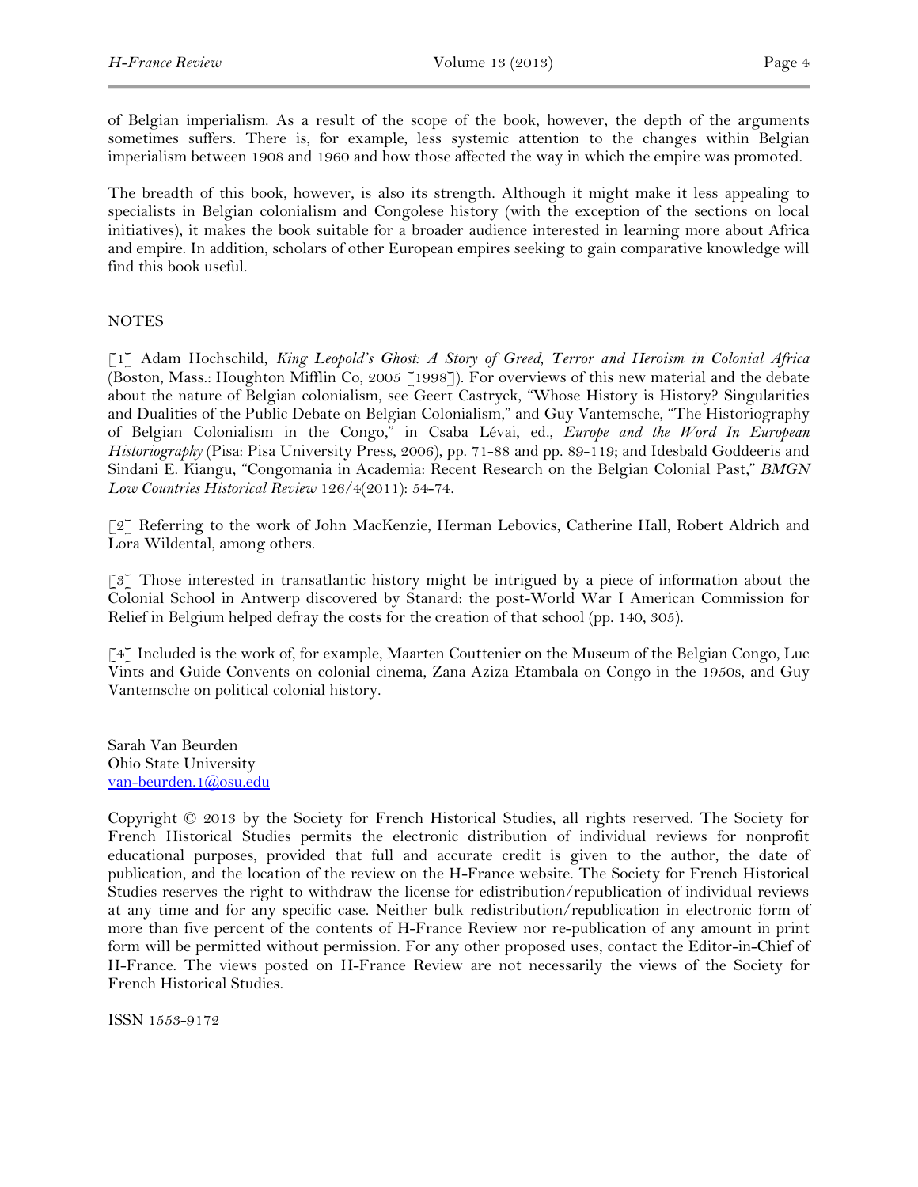of Belgian imperialism. As a result of the scope of the book, however, the depth of the arguments sometimes suffers. There is, for example, less systemic attention to the changes within Belgian imperialism between 1908 and 1960 and how those affected the way in which the empire was promoted.

The breadth of this book, however, is also its strength. Although it might make it less appealing to specialists in Belgian colonialism and Congolese history (with the exception of the sections on local initiatives), it makes the book suitable for a broader audience interested in learning more about Africa and empire. In addition, scholars of other European empires seeking to gain comparative knowledge will find this book useful.

NOTES

[1] Adam Hochschild, *King Leopold's Ghost: A Story of Greed, Terror and Heroism in Colonial Africa* (Boston, Mass.: Houghton Mifflin Co, 2005 [1998]). For overviews of this new material and the debate about the nature of Belgian colonialism, see Geert Castryck, "Whose History is History? Singularities and Dualities of the Public Debate on Belgian Colonialism," and Guy Vantemsche, "The Historiography of Belgian Colonialism in the Congo," in Csaba Lévai, ed., *Europe and the Word In European Historiography* (Pisa: Pisa University Press, 2006), pp. 71-88 and pp. 89-119; and Idesbald Goddeeris and Sindani E. Kiangu, "Congomania in Academia: Recent Research on the Belgian Colonial Past," *BMGN Low Countries Historical Review* 126/4(2011): 54-74.

[2] Referring to the work of John MacKenzie, Herman Lebovics, Catherine Hall, Robert Aldrich and Lora Wildental, among others.

[3] Those interested in transatlantic history might be intrigued by a piece of information about the Colonial School in Antwerp discovered by Stanard: the post-World War I American Commission for Relief in Belgium helped defray the costs for the creation of that school (pp. 140, 305).

[4] Included is the work of, for example, Maarten Couttenier on the Museum of the Belgian Congo, Luc Vints and Guide Convents on colonial cinema, Zana Aziza Etambala on Congo in the 1950s, and Guy Vantemsche on political colonial history.

Sarah Van Beurden
Ohio State University
van-beurden.1@osu.edu

Copyright © 2013 by the Society for French Historical Studies, all rights reserved. The Society for French Historical Studies permits the electronic distribution of individual reviews for nonprofit educational purposes, provided that full and accurate credit is given to the author, the date of publication, and the location of the review on the H-France website. The Society for French Historical Studies reserves the right to withdraw the license for edistribution/republication of individual reviews at any time and for any specific case. Neither bulk redistribution/republication in electronic form of more than five percent of the contents of H-France Review nor re-publication of any amount in print form will be permitted without permission. For any other proposed uses, contact the Editor-in-Chief of H-France. The views posted on H-France Review are not necessarily the views of the Society for French Historical Studies.

ISSN 1553-9172